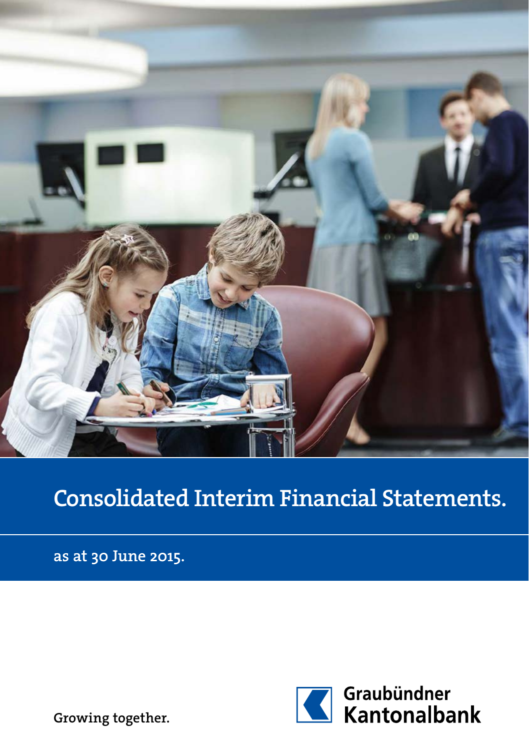# Consolidated Interim Financial Statements.

as at 30 June 2015.

Growing together.

Graubündner Kantonalbank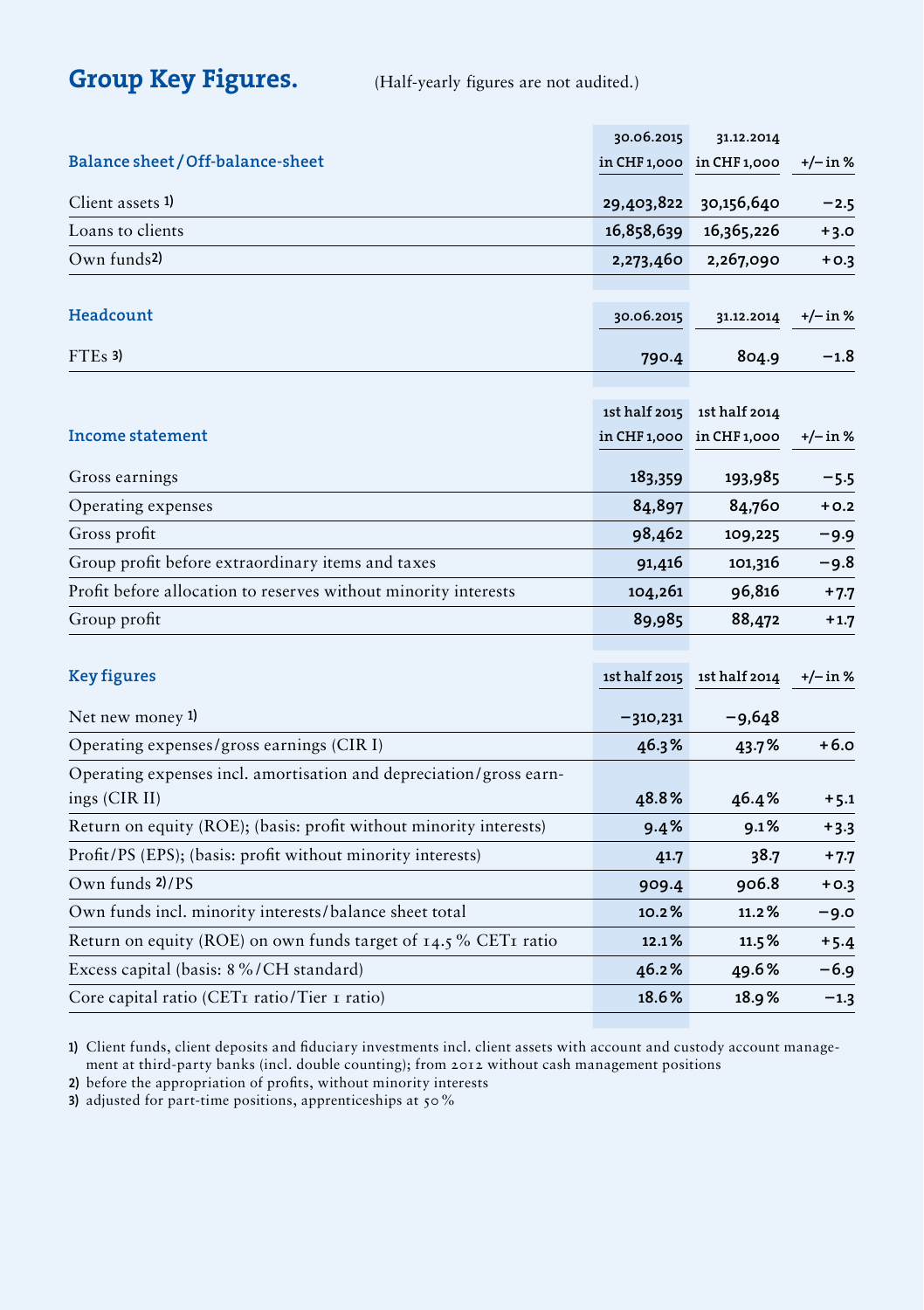# Group Key Figures.

(Half-yearly figures are not audited.)

| Balance sheet / Off-balance-sheet | 30.06.2015 in CHF 1,000 | 31.12.2014 in CHF 1,000 | +/– in % |
|---|---|---|---|
| Client assets 1) | 29,403,822 | 30,156,640 | −2.5 |
| Loans to clients | 16,858,639 | 16,365,226 | +3.0 |
| Own funds 2) | 2,273,460 | 2,267,090 | +0.3 |

| Headcount | 30.06.2015 | 31.12.2014 | +/– in % |
|---|---|---|---|
| FTEs 3) | 790.4 | 804.9 | −1.8 |

| Income statement | 1st half 2015 in CHF 1,000 | 1st half 2014 in CHF 1,000 | +/– in % |
|---|---|---|---|
| Gross earnings | 183,359 | 193,985 | −5.5 |
| Operating expenses | 84,897 | 84,760 | +0.2 |
| Gross profit | 98,462 | 109,225 | −9.9 |
| Group profit before extraordinary items and taxes | 91,416 | 101,316 | −9.8 |
| Profit before allocation to reserves without minority interests | 104,261 | 96,816 | +7.7 |
| Group profit | 89,985 | 88,472 | +1.7 |

| Key figures | 1st half 2015 | 1st half 2014 | +/– in % |
|---|---|---|---|
| Net new money 1) | −310,231 | −9,648 | |
| Operating expenses/gross earnings (CIR I) | 46.3 % | 43.7 % | +6.0 |
| Operating expenses incl. amortisation and depreciation/gross earnings (CIR II) | 48.8 % | 46.4 % | +5.1 |
| Return on equity (ROE); (basis: profit without minority interests) | 9.4 % | 9.1 % | +3.3 |
| Profit/PS (EPS); (basis: profit without minority interests) | 41.7 | 38.7 | +7.7 |
| Own funds 2)/PS | 909.4 | 906.8 | +0.3 |
| Own funds incl. minority interests/balance sheet total | 10.2 % | 11.2 % | −9.0 |
| Return on equity (ROE) on own funds target of 14.5 % CET1 ratio | 12.1 % | 11.5 % | +5.4 |
| Excess capital (basis: 8 %/CH standard) | 46.2 % | 49.6 % | −6.9 |
| Core capital ratio (CET1 ratio/Tier 1 ratio) | 18.6 % | 18.9 % | −1.3 |

1) Client funds, client deposits and fiduciary investments incl. client assets with account and custody account management at third-party banks (incl. double counting); from 2012 without cash management positions

2) before the appropriation of profits, without minority interests

3) adjusted for part-time positions, apprenticeships at 50 %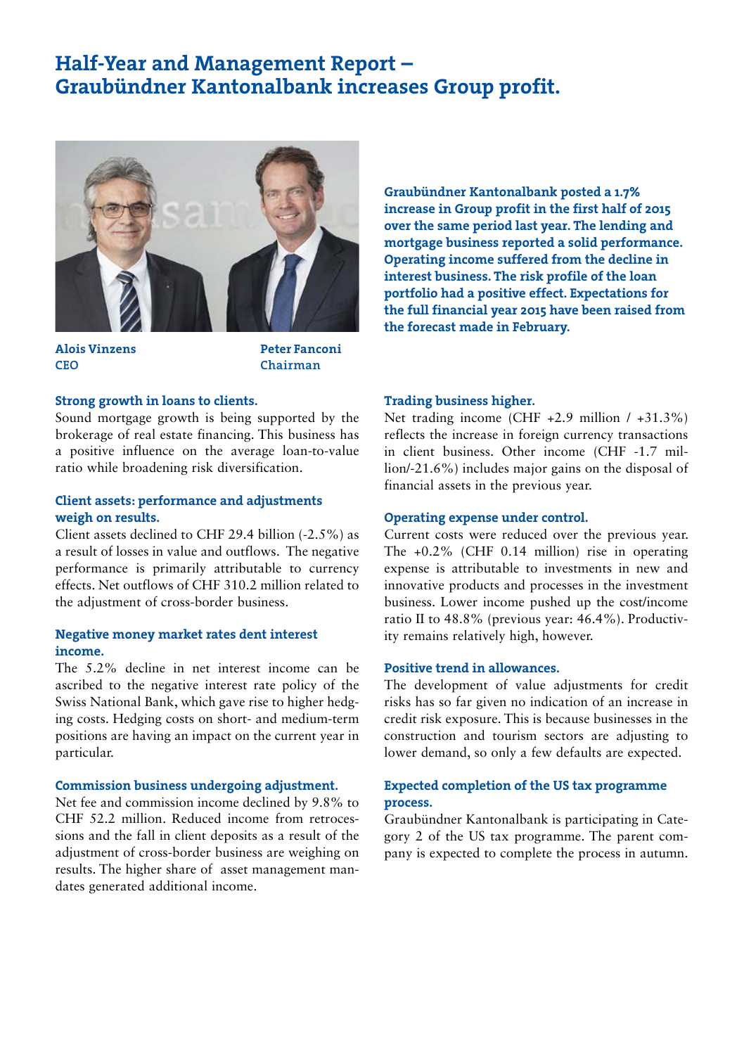# Half-Year and Management Report – Graubündner Kantonalbank increases Group profit.

**Alois Vinzens**
**CEO**

**Peter Fanconi**
**Chairman**

**Graubündner Kantonalbank posted a 1.7% increase in Group profit in the first half of 2015 over the same period last year. The lending and mortgage business reported a solid performance. Operating income suffered from the decline in interest business. The risk profile of the loan portfolio had a positive effect. Expectations for the full financial year 2015 have been raised from the forecast made in February.**

### Strong growth in loans to clients.

Sound mortgage growth is being supported by the brokerage of real estate financing. This business has a positive influence on the average loan-to-value ratio while broadening risk diversification.

### Client assets: performance and adjustments weigh on results.

Client assets declined to CHF 29.4 billion (-2.5%) as a result of losses in value and outflows. The negative performance is primarily attributable to currency effects. Net outflows of CHF 310.2 million related to the adjustment of cross-border business.

### Negative money market rates dent interest income.

The 5.2% decline in net interest income can be ascribed to the negative interest rate policy of the Swiss National Bank, which gave rise to higher hedging costs. Hedging costs on short- and medium-term positions are having an impact on the current year in particular.

### Commission business undergoing adjustment.

Net fee and commission income declined by 9.8% to CHF 52.2 million. Reduced income from retrocessions and the fall in client deposits as a result of the adjustment of cross-border business are weighing on results. The higher share of asset management mandates generated additional income.

### Trading business higher.

Net trading income (CHF +2.9 million / +31.3%) reflects the increase in foreign currency transactions in client business. Other income (CHF -1.7 million/-21.6%) includes major gains on the disposal of financial assets in the previous year.

### Operating expense under control.

Current costs were reduced over the previous year. The +0.2% (CHF 0.14 million) rise in operating expense is attributable to investments in new and innovative products and processes in the investment business. Lower income pushed up the cost/income ratio II to 48.8% (previous year: 46.4%). Productivity remains relatively high, however.

### Positive trend in allowances.

The development of value adjustments for credit risks has so far given no indication of an increase in credit risk exposure. This is because businesses in the construction and tourism sectors are adjusting to lower demand, so only a few defaults are expected.

### Expected completion of the US tax programme process.

Graubündner Kantonalbank is participating in Category 2 of the US tax programme. The parent company is expected to complete the process in autumn.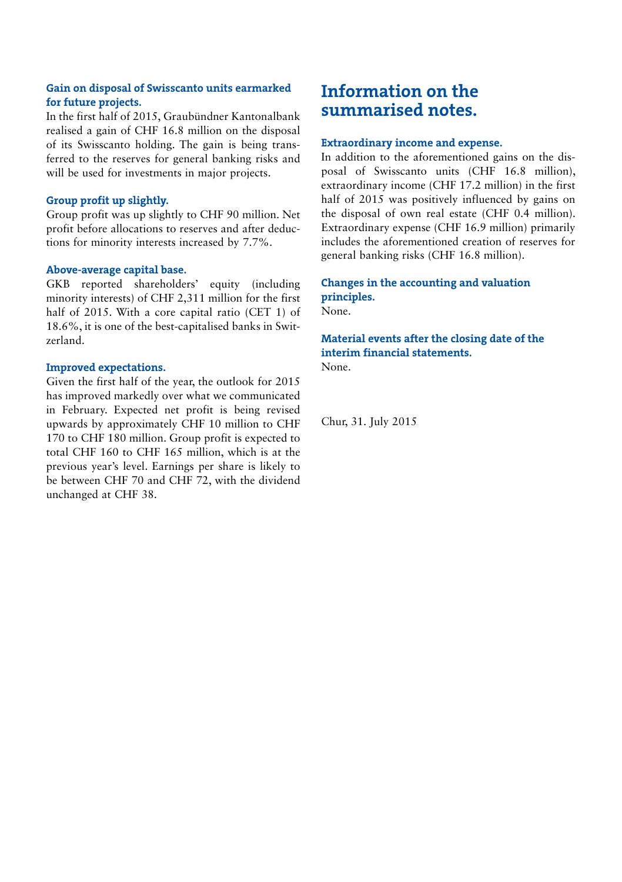### Gain on disposal of Swisscanto units earmarked for future projects.

In the first half of 2015, Graubündner Kantonalbank realised a gain of CHF 16.8 million on the disposal of its Swisscanto holding. The gain is being transferred to the reserves for general banking risks and will be used for investments in major projects.

### Group profit up slightly.

Group profit was up slightly to CHF 90 million. Net profit before allocations to reserves and after deductions for minority interests increased by 7.7%.

### Above-average capital base.

GKB reported shareholders' equity (including minority interests) of CHF 2,311 million for the first half of 2015. With a core capital ratio (CET 1) of 18.6%, it is one of the best-capitalised banks in Switzerland.

### Improved expectations.

Given the first half of the year, the outlook for 2015 has improved markedly over what we communicated in February. Expected net profit is being revised upwards by approximately CHF 10 million to CHF 170 to CHF 180 million. Group profit is expected to total CHF 160 to CHF 165 million, which is at the previous year's level. Earnings per share is likely to be between CHF 70 and CHF 72, with the dividend unchanged at CHF 38.

## Information on the summarised notes.

### Extraordinary income and expense.

In addition to the aforementioned gains on the disposal of Swisscanto units (CHF 16.8 million), extraordinary income (CHF 17.2 million) in the first half of 2015 was positively influenced by gains on the disposal of own real estate (CHF 0.4 million). Extraordinary expense (CHF 16.9 million) primarily includes the aforementioned creation of reserves for general banking risks (CHF 16.8 million).

### Changes in the accounting and valuation principles.

None.

### Material events after the closing date of the interim financial statements.

None.

Chur, 31. July 2015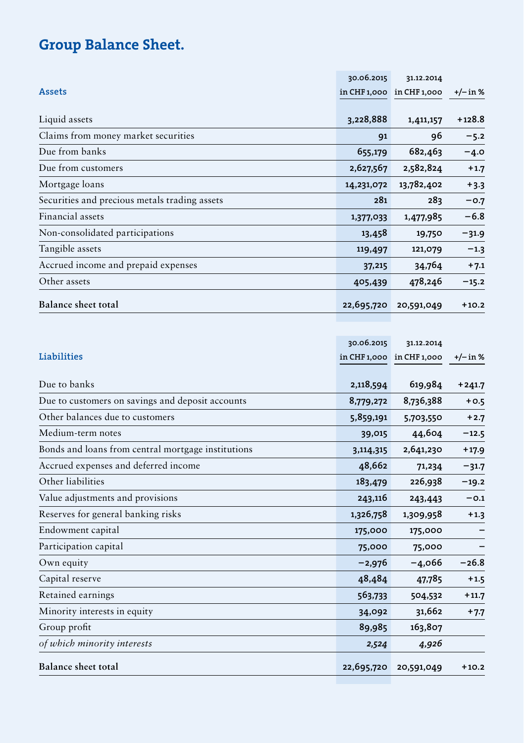# Group Balance Sheet.

| Assets | 30.06.2015 in CHF 1,000 | 31.12.2014 in CHF 1,000 | +/– in % |
|---|---|---|---|
| Liquid assets | **3,228,888** | 1,411,157 | +128.8 |
| Claims from money market securities | **91** | 96 | –5.2 |
| Due from banks | **655,179** | 682,463 | –4.0 |
| Due from customers | **2,627,567** | 2,582,824 | +1.7 |
| Mortgage loans | **14,231,072** | 13,782,402 | +3.3 |
| Securities and precious metals trading assets | **281** | 283 | –0.7 |
| Financial assets | **1,377,033** | 1,477,985 | –6.8 |
| Non-consolidated participations | **13,458** | 19,750 | –31.9 |
| Tangible assets | **119,497** | 121,079 | –1.3 |
| Accrued income and prepaid expenses | **37,215** | 34,764 | +7.1 |
| Other assets | **405,439** | 478,246 | –15.2 |
| **Balance sheet total** | **22,695,720** | **20,591,049** | **+10.2** |

| Liabilities | 30.06.2015 in CHF 1,000 | 31.12.2014 in CHF 1,000 | +/– in % |
|---|---|---|---|
| Due to banks | **2,118,594** | 619,984 | +241.7 |
| Due to customers on savings and deposit accounts | **8,779,272** | 8,736,388 | +0.5 |
| Other balances due to customers | **5,859,191** | 5,703,550 | +2.7 |
| Medium-term notes | **39,015** | 44,604 | –12.5 |
| Bonds and loans from central mortgage institutions | **3,114,315** | 2,641,230 | +17.9 |
| Accrued expenses and deferred income | **48,662** | 71,234 | –31.7 |
| Other liabilities | **183,479** | 226,938 | –19.2 |
| Value adjustments and provisions | **243,116** | 243,443 | –0.1 |
| Reserves for general banking risks | **1,326,758** | 1,309,958 | +1.3 |
| Endowment capital | **175,000** | 175,000 | – |
| Participation capital | **75,000** | 75,000 | – |
| Own equity | **–2,976** | –4,066 | –26.8 |
| Capital reserve | **48,484** | 47,785 | +1.5 |
| Retained earnings | **563,733** | 504,532 | +11.7 |
| Minority interests in equity | **34,092** | 31,662 | +7.7 |
| Group profit | **89,985** | 163,807 | |
| *of which minority interests* | ***2,524*** | *4,926* | |
| **Balance sheet total** | **22,695,720** | **20,591,049** | **+10.2** |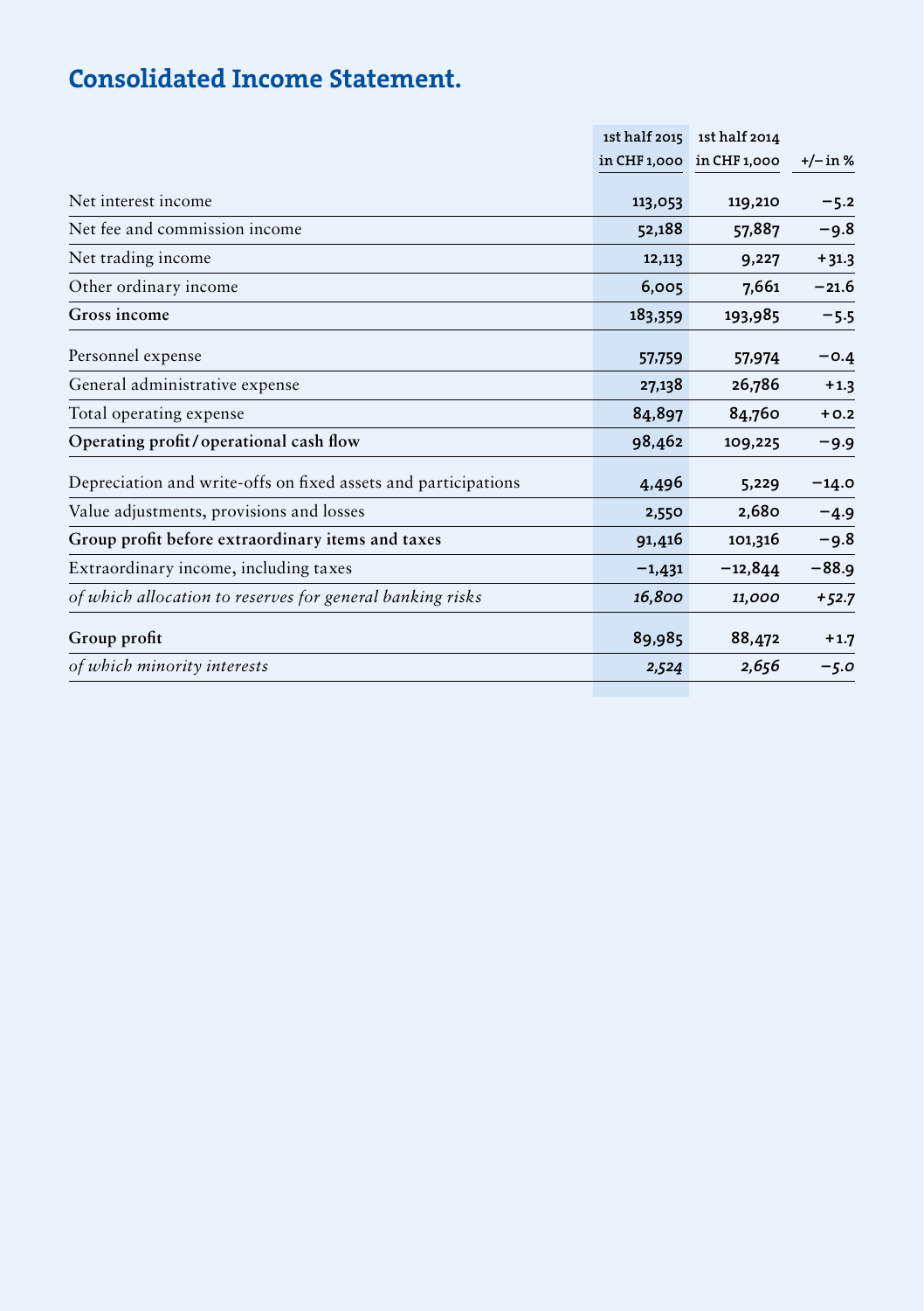# Consolidated Income Statement.

| | 1st half 2015 in CHF 1,000 | 1st half 2014 in CHF 1,000 | +/– in % |
|---|---|---|---|
| Net interest income | 113,053 | 119,210 | –5.2 |
| Net fee and commission income | 52,188 | 57,887 | –9.8 |
| Net trading income | 12,113 | 9,227 | +31.3 |
| Other ordinary income | 6,005 | 7,661 | –21.6 |
| **Gross income** | **183,359** | **193,985** | **–5.5** |
| Personnel expense | 57,759 | 57,974 | –0.4 |
| General administrative expense | 27,138 | 26,786 | +1.3 |
| Total operating expense | 84,897 | 84,760 | +0.2 |
| **Operating profit / operational cash flow** | **98,462** | **109,225** | **–9.9** |
| Depreciation and write-offs on fixed assets and participations | 4,496 | 5,229 | –14.0 |
| Value adjustments, provisions and losses | 2,550 | 2,680 | –4.9 |
| **Group profit before extraordinary items and taxes** | **91,416** | **101,316** | **–9.8** |
| Extraordinary income, including taxes | –1,431 | –12,844 | –88.9 |
| *of which allocation to reserves for general banking risks* | *16,800* | *11,000* | *+52.7* |
| **Group profit** | **89,985** | **88,472** | **+1.7** |
| *of which minority interests* | *2,524* | *2,656* | *–5.0* |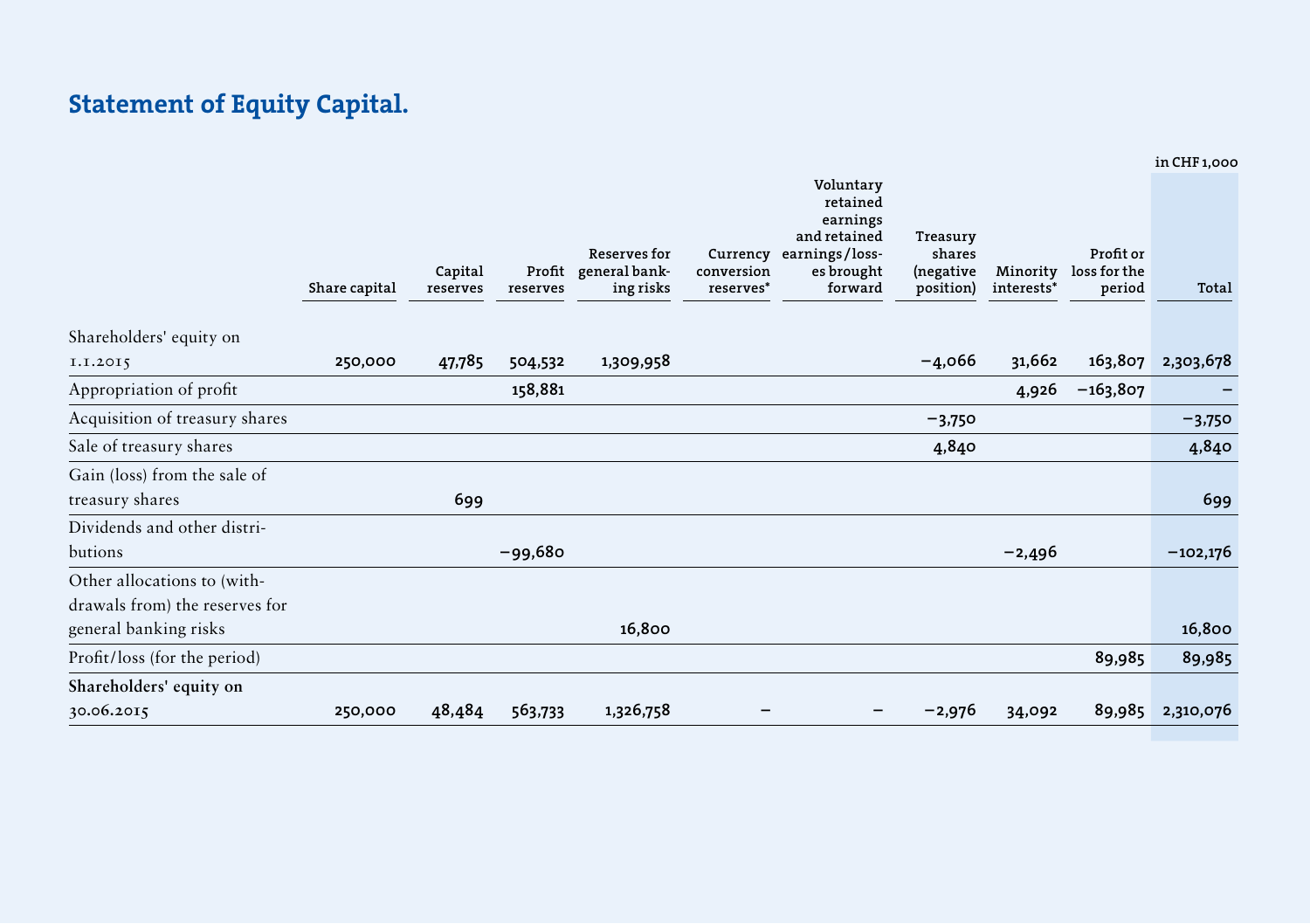# Statement of Equity Capital.

in CHF 1,000

| | Share capital | Capital reserves | Profit reserves | Reserves for general banking risks | Currency conversion reserves* | Voluntary retained earnings and retained earnings / losses brought forward | Treasury shares (negative position) | Minority interests* | Profit or loss for the period | Total |
|---|---|---|---|---|---|---|---|---|---|---|
| Shareholders' equity on 1.1.2015 | 250,000 | 47,785 | 504,532 | 1,309,958 | | | −4,066 | 31,662 | 163,807 | 2,303,678 |
| Appropriation of profit | | | 158,881 | | | | | 4,926 | −163,807 | – |
| Acquisition of treasury shares | | | | | | | −3,750 | | | −3,750 |
| Sale of treasury shares | | | | | | | 4,840 | | | 4,840 |
| Gain (loss) from the sale of treasury shares | | 699 | | | | | | | | 699 |
| Dividends and other distributions | | | −99,680 | | | | | −2,496 | | −102,176 |
| Other allocations to (withdrawals from) the reserves for general banking risks | | | | 16,800 | | | | | | 16,800 |
| Profit/loss (for the period) | | | | | | | | | 89,985 | 89,985 |
| **Shareholders' equity on 30.06.2015** | 250,000 | 48,484 | 563,733 | 1,326,758 | – | – | −2,976 | 34,092 | 89,985 | 2,310,076 |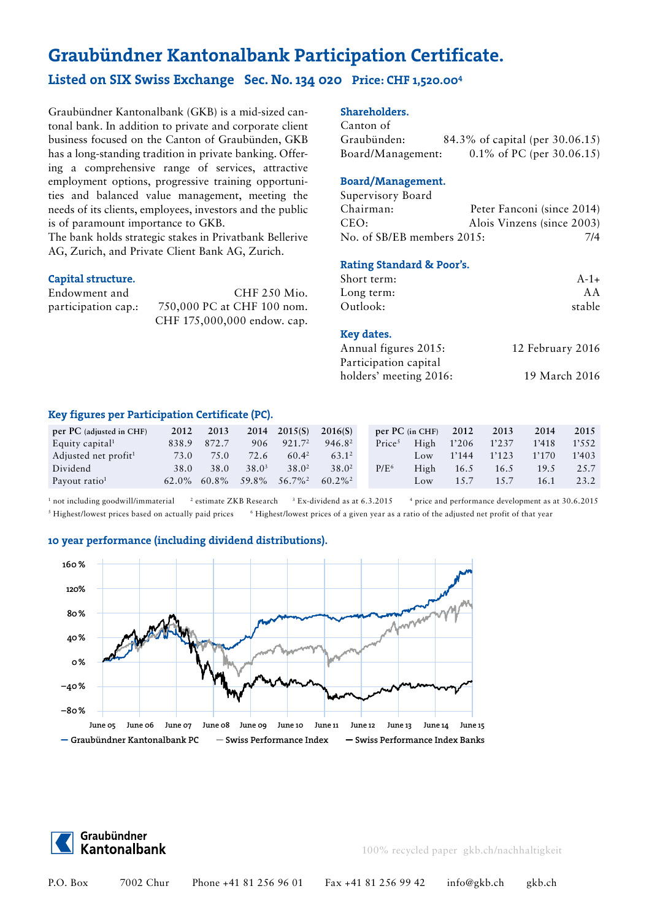# Graubündner Kantonalbank Participation Certificate.

## Listed on SIX Swiss Exchange Sec. No. 134 020 Price: CHF 1,520.00[4]

Graubündner Kantonalbank (GKB) is a mid-sized cantonal bank. In addition to private and corporate client business focused on the Canton of Graubünden, GKB has a long-standing tradition in private banking. Offering a comprehensive range of services, attractive employment options, progressive training opportunities and balanced value management, meeting the needs of its clients, employees, investors and the public is of paramount importance to GKB.
The bank holds strategic stakes in Privatbank Bellerive AG, Zurich, and Private Client Bank AG, Zurich.

### Capital structure.

| | |
|---|---|
| Endowment and participation cap.: | CHF 250 Mio. |
| | 750,000 PC at CHF 100 nom. |
| | CHF 175,000,000 endow. cap. |

### Shareholders.

| | |
|---|---|
| Canton of Graubünden: | 84.3% of capital (per 30.06.15) |
| Board/Management: | 0.1% of PC (per 30.06.15) |

### Board/Management.

| | |
|---|---|
| Supervisory Board Chairman: | Peter Fanconi (since 2014) |
| CEO: | Alois Vinzens (since 2003) |
| No. of SB/EB members 2015: | 7/4 |

### Rating Standard & Poor's.

| | |
|---|---|
| Short term: | A-1+ |
| Long term: | AA |
| Outlook: | stable |

### Key dates.

| | |
|---|---|
| Annual figures 2015: | 12 February 2016 |
| Participation capital holders' meeting 2016: | 19 March 2016 |

### Key figures per Participation Certificate (PC).

| per PC (adjusted in CHF) | 2012 | 2013 | 2014 | 2015(S) | 2016(S) |
|---|---|---|---|---|---|
| Equity capital[1] | 838.9 | 872.7 | 906 | 921.7[2] | 946.8[2] |
| Adjusted net profit[1] | 73.0 | 75.0 | 72.6 | 60.4[2] | 63.1[2] |
| Dividend | 38.0 | 38.0 | 38.0[3] | 38.0[2] | 38.0[2] |
| Payout ratio[1] | 62.0% | 60.8% | 59.8% | 56.7%[2] | 60.2%[2] |

| per PC (in CHF) | | 2012 | 2013 | 2014 | 2015 |
|---|---|---|---|---|---|
| Price[5] | High | 1'206 | 1'237 | 1'418 | 1'552 |
| | Low | 1'144 | 1'123 | 1'170 | 1'403 |
| P/E[6] | High | 16.5 | 16.5 | 19.5 | 25.7 |
| | Low | 15.7 | 15.7 | 16.1 | 23.2 |

[1] not including goodwill/immaterial [2] estimate ZKB Research [3] Ex-dividend as at 6.3.2015 [4] price and performance development as at 30.6.2015
[5] Highest/lowest prices based on actually paid prices [6] Highest/lowest prices of a given year as a ratio of the adjusted net profit of that year

### 10 year performance (including dividend distributions).

160 %
120 %
80 %
40 %
0 %
−40 %
−80 %

June 05 June 06 June 07 June 08 June 09 June 10 June 11 June 12 June 13 June 14 June 15

— Graubündner Kantonalbank PC — Swiss Performance Index — Swiss Performance Index Banks

Graubündner Kantonalbank

100% recycled paper gkb.ch/nachhaltigkeit

P.O. Box 7002 Chur Phone +41 81 256 96 01 Fax +41 81 256 99 42 info@gkb.ch gkb.ch